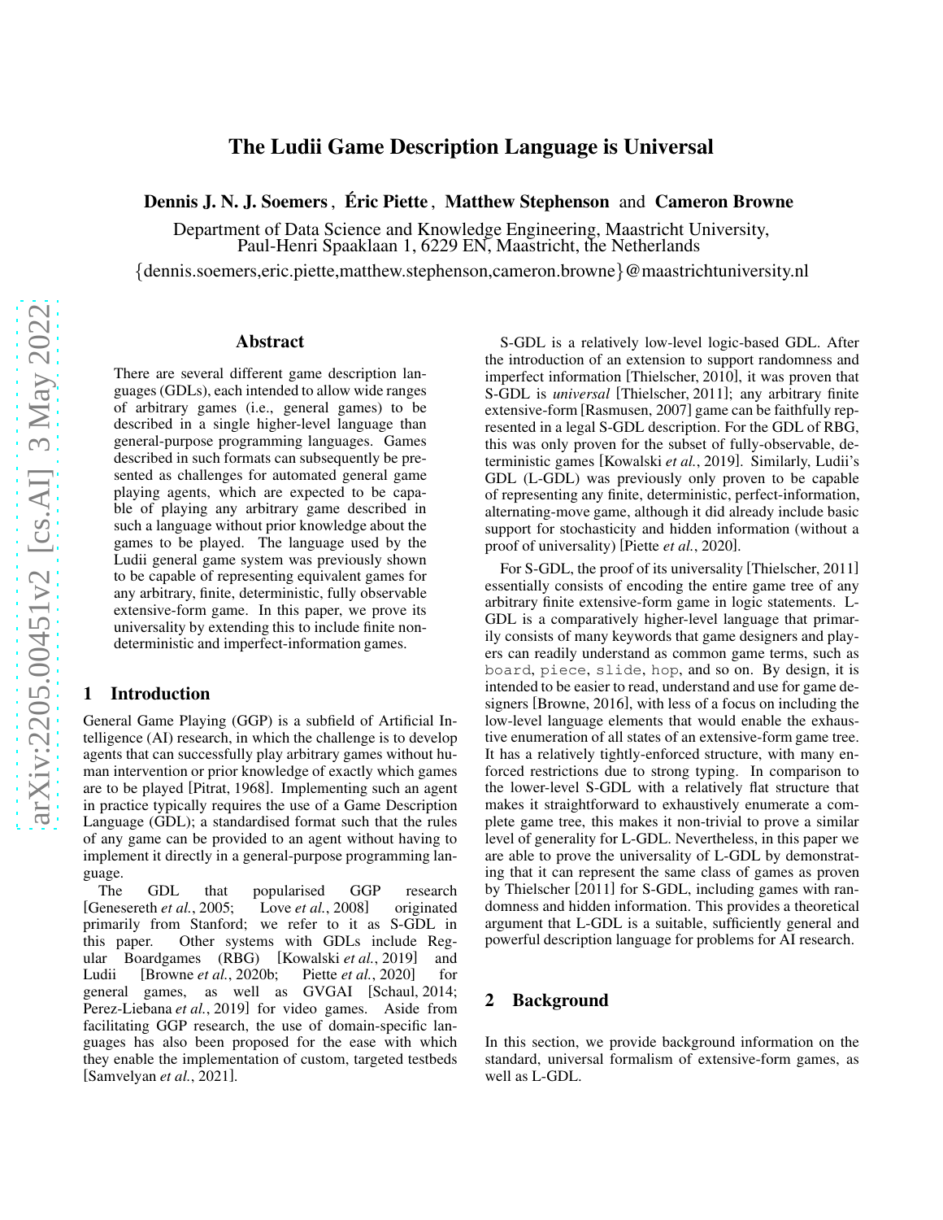# The Ludii Game Description Language is Universal

**Dennis J. N. J. Soemers**, **Éric Piette**, **Matthew Stephenson** and **Cameron Browne**

Department of Data Science and Knowledge Engineering, Maastricht University, Paul-Henri Spaaklaan 1, 6229 EN, Maastricht, the Netherlands

{dennis.soemers,eric.piette,matthew.stephenson,cameron.browne}@maastrichtuniversity.nl

## Abstract

There are several different game description languages (GDLs), each intended to allow wide ranges of arbitrary games (i.e., general games) to be described in a single higher-level language than general-purpose programming languages. Games described in such formats can subsequently be presented as challenges for automated general game playing agents, which are expected to be capable of playing any arbitrary game described in such a language without prior knowledge about the games to be played. The language used by the Ludii general game system was previously shown to be capable of representing equivalent games for any arbitrary, finite, deterministic, fully observable extensive-form game. In this paper, we prove its universality by extending this to include finite non-deterministic and imperfect-information games.

## 1 Introduction

General Game Playing (GGP) is a subfield of Artificial Intelligence (AI) research, in which the challenge is to develop agents that can successfully play arbitrary games without human intervention or prior knowledge of exactly which games are to be played [Pitrat, 1968]. Implementing such an agent in practice typically requires the use of a Game Description Language (GDL); a standardised format such that the rules of any game can be provided to an agent without having to implement it directly in a general-purpose programming language.

The GDL that popularised GGP research [Genesereth *et al.*, 2005; Love *et al.*, 2008] originated primarily from Stanford; we refer to it as S-GDL in this paper. Other systems with GDLs include Regular Boardgames (RBG) [Kowalski *et al.*, 2019] and Ludii [Browne *et al.*, 2020b; Piette *et al.*, 2020] for general games, as well as GVGAI [Schaul, 2014; Perez-Liebana *et al.*, 2019] for video games. Aside from facilitating GGP research, the use of domain-specific languages has also been proposed for the ease with which they enable the implementation of custom, targeted testbeds [Samvelyan *et al.*, 2021].

S-GDL is a relatively low-level logic-based GDL. After the introduction of an extension to support randomness and imperfect information [Thielscher, 2010], it was proven that S-GDL is *universal* [Thielscher, 2011]; any arbitrary finite extensive-form [Rasmusen, 2007] game can be faithfully represented in a legal S-GDL description. For the GDL of RBG, this was only proven for the subset of fully-observable, deterministic games [Kowalski *et al.*, 2019]. Similarly, Ludii's GDL (L-GDL) was previously only proven to be capable of representing any finite, deterministic, perfect-information, alternating-move game, although it did already include basic support for stochasticity and hidden information (without a proof of universality) [Piette *et al.*, 2020].

For S-GDL, the proof of its universality [Thielscher, 2011] essentially consists of encoding the entire game tree of any arbitrary finite extensive-form game in logic statements. L-GDL is a comparatively higher-level language that primarily consists of many keywords that game designers and players can readily understand as common game terms, such as `board`, `piece`, `slide`, `hop`, and so on. By design, it is intended to be easier to read, understand and use for game designers [Browne, 2016], with less of a focus on including the low-level language elements that would enable the exhaustive enumeration of all states of an extensive-form game tree. It has a relatively tightly-enforced structure, with many enforced restrictions due to strong typing. In comparison to the lower-level S-GDL with a relatively flat structure that makes it straightforward to exhaustively enumerate a complete game tree, this makes it non-trivial to prove a similar level of generality for L-GDL. Nevertheless, in this paper we are able to prove the universality of L-GDL by demonstrating that it can represent the same class of games as proven by Thielscher [2011] for S-GDL, including games with randomness and hidden information. This provides a theoretical argument that L-GDL is a suitable, sufficiently general and powerful description language for problems for AI research.

## 2 Background

In this section, we provide background information on the standard, universal formalism of extensive-form games, as well as L-GDL.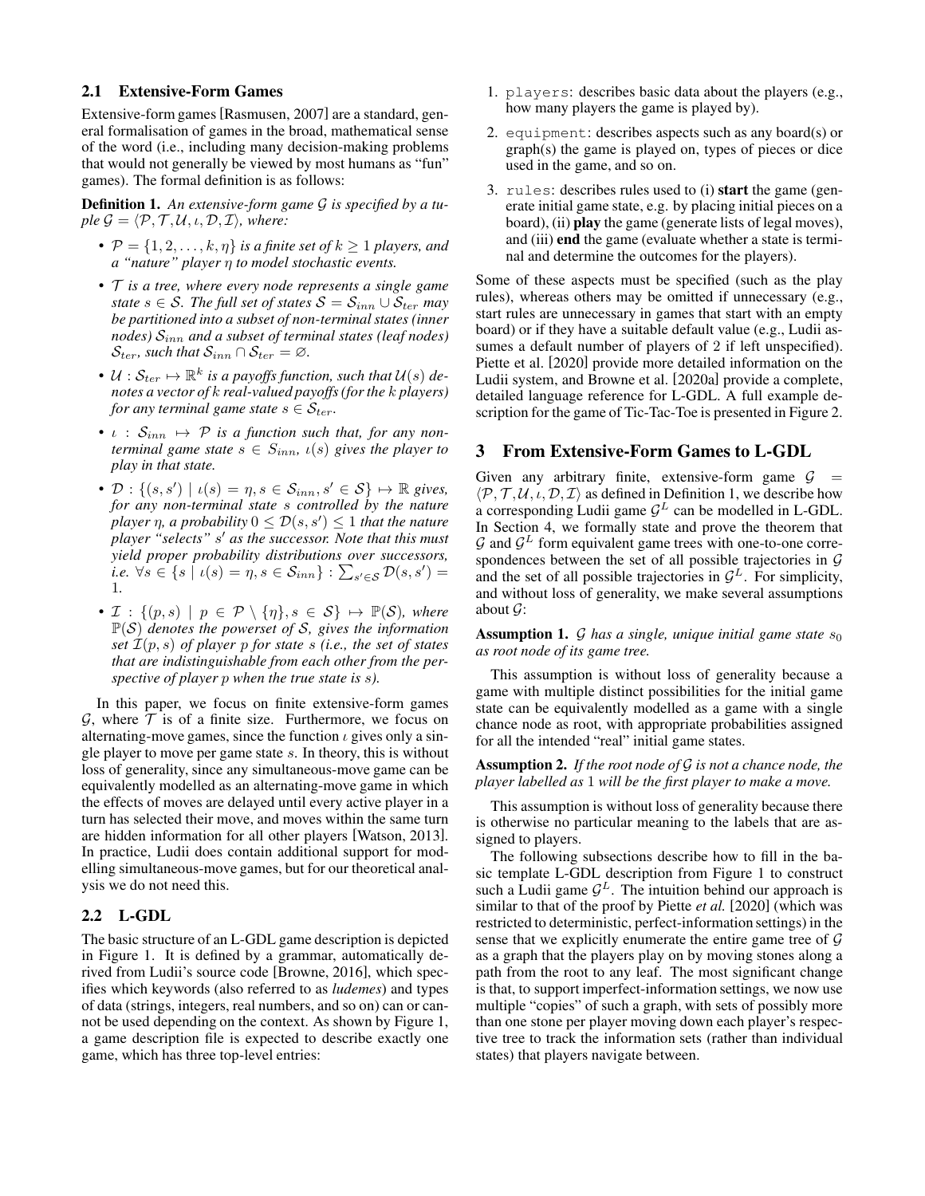### 2.1 Extensive-Form Games

Extensive-form games [Rasmusen, 2007] are a standard, general formalisation of games in the broad, mathematical sense of the word (i.e., including many decision-making problems that would not generally be viewed by most humans as "fun" games). The formal definition is as follows:

**Definition 1.** *An extensive-form game $\mathcal{G}$ is specified by a tuple $\mathcal{G} = \langle \mathcal{P}, \mathcal{T}, \mathcal{U}, \iota, \mathcal{D}, \mathcal{I} \rangle$, where:*

- *$\mathcal{P} = \{1, 2, \dots, k, \eta\}$ is a finite set of $k \geq 1$ players, and a "nature" player $\eta$ to model stochastic events.*
- *$\mathcal{T}$ is a tree, where every node represents a single game state $s \in \mathcal{S}$. The full set of states $\mathcal{S} = \mathcal{S}_{inn} \cup \mathcal{S}_{ter}$ may be partitioned into a subset of non-terminal states (inner nodes) $\mathcal{S}_{inn}$ and a subset of terminal states (leaf nodes) $\mathcal{S}_{ter}$, such that $\mathcal{S}_{inn} \cap \mathcal{S}_{ter} = \varnothing$.*
- *$\mathcal{U} : \mathcal{S}_{ter} \mapsto \mathbb{R}^k$ is a payoffs function, such that $\mathcal{U}(s)$ denotes a vector of $k$ real-valued payoffs (for the $k$ players) for any terminal game state $s \in \mathcal{S}_{ter}$.*
- *$\iota : \mathcal{S}_{inn} \mapsto \mathcal{P}$ is a function such that, for any non-terminal game state $s \in \mathcal{S}_{inn}$, $\iota(s)$ gives the player to play in that state.*
- *$\mathcal{D} : \{(s, s') \mid \iota(s) = \eta, s \in \mathcal{S}_{inn}, s' \in \mathcal{S}\} \mapsto \mathbb{R}$ gives, for any non-terminal state $s$ controlled by the nature player $\eta$, a probability $0 \leq \mathcal{D}(s, s') \leq 1$ that the nature player "selects" $s'$ as the successor. Note that this must yield proper probability distributions over successors, i.e. $\forall s \in \{s \mid \iota(s) = \eta, s \in \mathcal{S}_{inn}\} : \sum_{s' \in \mathcal{S}} \mathcal{D}(s, s') = 1$.*
- *$\mathcal{I} : \{(p, s) \mid p \in \mathcal{P} \setminus \{\eta\}, s \in \mathcal{S}\} \mapsto \mathbb{P}(\mathcal{S})$, where $\mathbb{P}(\mathcal{S})$ denotes the powerset of $\mathcal{S}$, gives the information set $\mathcal{I}(p, s)$ of player $p$ for state $s$ (i.e., the set of states that are indistinguishable from each other from the perspective of player $p$ when the true state is $s$).*

In this paper, we focus on finite extensive-form games $\mathcal{G}$, where $\mathcal{T}$ is of a finite size. Furthermore, we focus on alternating-move games, since the function $\iota$ gives only a single player to move per game state $s$. In theory, this is without loss of generality, since any simultaneous-move game can be equivalently modelled as an alternating-move game in which the effects of moves are delayed until every active player in a turn has selected their move, and moves within the same turn are hidden information for all other players [Watson, 2013]. In practice, Ludii does contain additional support for modelling simultaneous-move games, but for our theoretical analysis we do not need this.

### 2.2 L-GDL

The basic structure of an L-GDL game description is depicted in Figure 1. It is defined by a grammar, automatically derived from Ludii's source code [Browne, 2016], which specifies which keywords (also referred to as *ludemes*) and types of data (strings, integers, real numbers, and so on) can or cannot be used depending on the context. As shown by Figure 1, a game description file is expected to describe exactly one game, which has three top-level entries:

1. `players`: describes basic data about the players (e.g., how many players the game is played by).
2. `equipment`: describes aspects such as any board(s) or graph(s) the game is played on, types of pieces or dice used in the game, and so on.
3. `rules`: describes rules used to (i) **start** the game (generate initial game state, e.g. by placing initial pieces on a board), (ii) **play** the game (generate lists of legal moves), and (iii) **end** the game (evaluate whether a state is terminal and determine the outcomes for the players).

Some of these aspects must be specified (such as the play rules), whereas others may be omitted if unnecessary (e.g., start rules are unnecessary in games that start with an empty board) or if they have a suitable default value (e.g., Ludii assumes a default number of players of 2 if left unspecified). Piette et al. [2020] provide more detailed information on the Ludii system, and Browne et al. [2020a] provide a complete, detailed language reference for L-GDL. A full example description for the game of Tic-Tac-Toe is presented in Figure 2.

## 3 From Extensive-Form Games to L-GDL

Given any arbitrary finite, extensive-form game $\mathcal{G} = \langle \mathcal{P}, \mathcal{T}, \mathcal{U}, \iota, \mathcal{D}, \mathcal{I} \rangle$ as defined in Definition 1, we describe how a corresponding Ludii game $\mathcal{G}^L$ can be modelled in L-GDL. In Section 4, we formally state and prove the theorem that $\mathcal{G}$ and $\mathcal{G}^L$ form equivalent game trees with one-to-one correspondences between the set of all possible trajectories in $\mathcal{G}$ and the set of all possible trajectories in $\mathcal{G}^L$. For simplicity, and without loss of generality, we make several assumptions about $\mathcal{G}$:

**Assumption 1.** *$\mathcal{G}$ has a single, unique initial game state $s_0$ as root node of its game tree.*

This assumption is without loss of generality because a game with multiple distinct possibilities for the initial game state can be equivalently modelled as a game with a single chance node as root, with appropriate probabilities assigned for all the intended "real" initial game states.

**Assumption 2.** *If the root node of $\mathcal{G}$ is not a chance node, the player labelled as 1 will be the first player to make a move.*

This assumption is without loss of generality because there is otherwise no particular meaning to the labels that are assigned to players.

The following subsections describe how to fill in the basic template L-GDL description from Figure 1 to construct such a Ludii game $\mathcal{G}^L$. The intuition behind our approach is similar to that of the proof by Piette *et al.* [2020] (which was restricted to deterministic, perfect-information settings) in the sense that we explicitly enumerate the entire game tree of $\mathcal{G}$ as a graph that the players play on by moving stones along a path from the root to any leaf. The most significant change is that, to support imperfect-information settings, we now use multiple "copies" of such a graph, with sets of possibly more than one stone per player moving down each player's respective tree to track the information sets (rather than individual states) that players navigate between.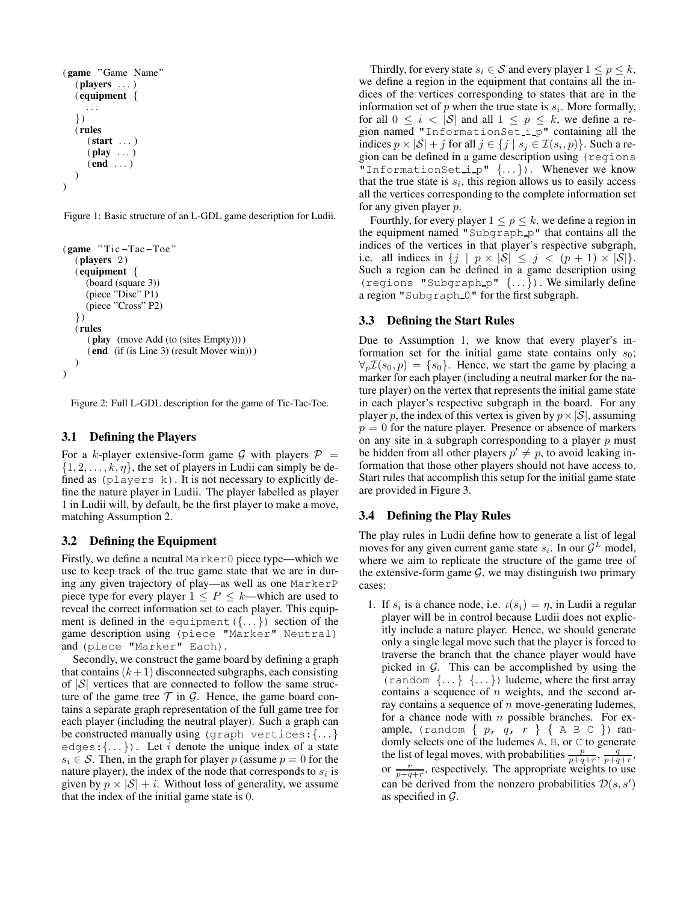```
(game "Game Name"
    (players ... )
    (equipment {
        ...
    })
    (rules
        (start ... )
        (play ... )
        (end ... )
    )
)
```

Figure 1: Basic structure of an L-GDL game description for Ludii.

```
(game "Tic-Tac-Toe"
    (players 2)
    (equipment {
        (board (square 3))
        (piece "Disc" P1)
        (piece "Cross" P2)
    })
    (rules
        (play (move Add (to (sites Empty))))
        (end (if (is Line 3) (result Mover win)))
    )
)
```

Figure 2: Full L-GDL description for the game of Tic-Tac-Toe.

### 3.1 Defining the Players

For a $k$-player extensive-form game $\mathcal{G}$ with players $\mathcal{P} = \{1, 2, \ldots, k, \eta\}$, the set of players in Ludii can simply be defined as `(players k)`. It is not necessary to explicitly define the nature player in Ludii. The player labelled as player 1 in Ludii will, by default, be the first player to make a move, matching Assumption 2.

### 3.2 Defining the Equipment

Firstly, we define a neutral `Marker0` piece type—which we use to keep track of the true game state that we are in during any given trajectory of play—as well as one `MarkerP` piece type for every player $1 \leq P \leq k$—which are used to reveal the correct information set to each player. This equipment is defined in the `equipment({...})` section of the game description using `(piece "Marker" Neutral)` and `(piece "Marker" Each)`.

Secondly, we construct the game board by defining a graph that contains $(k+1)$ disconnected subgraphs, each consisting of $|\mathcal{S}|$ vertices that are connected to follow the same structure of the game tree $\mathcal{T}$ in $\mathcal{G}$. Hence, the game board contains a separate graph representation of the full game tree for each player (including the neutral player). Such a graph can be constructed manually using `(graph vertices:{...} edges:{...})`. Let $i$ denote the unique index of a state $s_i \in \mathcal{S}$. Then, in the graph for player $p$ (assume $p = 0$ for the nature player), the index of the node that corresponds to $s_i$ is given by $p \times |\mathcal{S}| + i$. Without loss of generality, we assume that the index of the initial game state is 0.

Thirdly, for every state $s_i \in \mathcal{S}$ and every player $1 \leq p \leq k$, we define a region in the equipment that contains all the indices of the vertices corresponding to states that are in the information set of $p$ when the true state is $s_i$. More formally, for all $0 \leq i < |\mathcal{S}|$ and all $1 \leq p \leq k$, we define a region named `"InformationSet_i_p"` containing all the indices $p \times |\mathcal{S}| + j$ for all $j \in \{j \mid s_j \in \mathcal{I}(s_i, p)\}$. Such a region can be defined in a game description using `(regions "InformationSet_i_p" {...})`. Whenever we know that the true state is $s_i$, this region allows us to easily access all the vertices corresponding to the complete information set for any given player $p$.

Fourthly, for every player $1 \leq p \leq k$, we define a region in the equipment named `"Subgraph_p"` that contains all the indices of the vertices in that player's respective subgraph, i.e. all indices in $\{j \mid p \times |\mathcal{S}| \leq j < (p+1) \times |\mathcal{S}|\}$. Such a region can be defined in a game description using `(regions "Subgraph_p" {...})`. We similarly define a region `"Subgraph_0"` for the first subgraph.

### 3.3 Defining the Start Rules

Due to Assumption 1, we know that every player's information set for the initial game state contains only $s_0$; $\forall_p \mathcal{I}(s_0, p) = \{s_0\}$. Hence, we start the game by placing a marker for each player (including a neutral marker for the nature player) on the vertex that represents the initial game state in each player's respective subgraph in the board. For any player $p$, the index of this vertex is given by $p \times |\mathcal{S}|$, assuming $p = 0$ for the nature player. Presence or absence of markers on any site in a subgraph corresponding to a player $p$ must be hidden from all other players $p' \neq p$, to avoid leaking information that those other players should not have access to. Start rules that accomplish this setup for the initial game state are provided in Figure 3.

### 3.4 Defining the Play Rules

The play rules in Ludii define how to generate a list of legal moves for any given current game state $s_i$. In our $\mathcal{G}^L$ model, where we aim to replicate the structure of the game tree of the extensive-form game $\mathcal{G}$, we may distinguish two primary cases:

1. If $s_i$ is a chance node, i.e. $\iota(s_i) = \eta$, in Ludii a regular player will be in control because Ludii does not explicitly include a nature player. Hence, we should generate only a single legal move such that the player is forced to traverse the branch that the chance player would have picked in $\mathcal{G}$. This can be accomplished by using the `(random {...} {...})` ludeme, where the first array contains a sequence of $n$ weights, and the second array contains a sequence of $n$ move-generating ludemes, for a chance node with $n$ possible branches. For example, `(random { p, q, r } { A B C })` randomly selects one of the ludemes `A`, `B`, or `C` to generate the list of legal moves, with probabilities $\frac{p}{p+q+r}$, $\frac{q}{p+q+r}$, or $\frac{r}{p+q+r}$, respectively. The appropriate weights to use can be derived from the nonzero probabilities $\mathcal{D}(s, s')$ as specified in $\mathcal{G}$.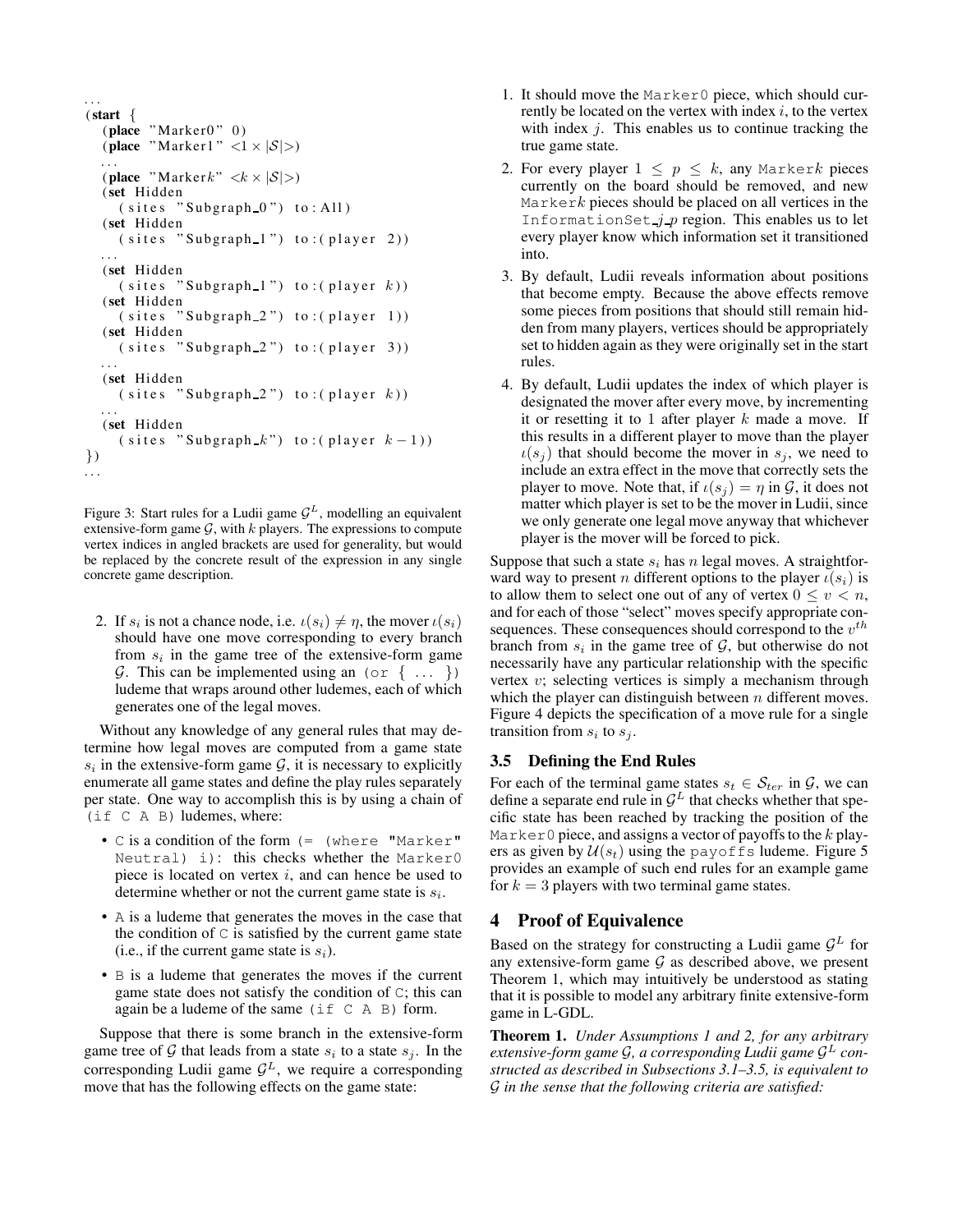```
...
(start {
    (place "Marker0" 0)
    (place "Marker1" <1 × |S|>)
    ...
    (place "Markerk" <k × |S|>)
    (set Hidden
        (sites "Subgraph_0") to:All)
    (set Hidden
        (sites "Subgraph_1") to:(player 2))
    ...
    (set Hidden
        (sites "Subgraph_1") to:(player k))
    (set Hidden
        (sites "Subgraph_2") to:(player 1))
    (set Hidden
        (sites "Subgraph_2") to:(player 3))
    ...
    (set Hidden
        (sites "Subgraph_2") to:(player k))
    ...
    (set Hidden
        (sites "Subgraph_k") to:(player k − 1))
})
...
```

Figure 3: Start rules for a Ludii game $\mathcal{G}^L$, modelling an equivalent extensive-form game $\mathcal{G}$, with $k$ players. The expressions to compute vertex indices in angled brackets are used for generality, but would be replaced by the concrete result of the expression in any single concrete game description.

2. If $s_i$ is not a chance node, i.e. $\iota(s_i) \neq \eta$, the mover $\iota(s_i)$ should have one move corresponding to every branch from $s_i$ in the game tree of the extensive-form game $\mathcal{G}$. This can be implemented using an `(or { ... })` ludeme that wraps around other ludemes, each of which generates one of the legal moves.

Without any knowledge of any general rules that may determine how legal moves are computed from a game state $s_i$ in the extensive-form game $\mathcal{G}$, it is necessary to explicitly enumerate all game states and define the play rules separately per state. One way to accomplish this is by using a chain of `(if C A B)` ludemes, where:

- `C` is a condition of the form `(= (where "Marker" Neutral) i)`: this checks whether the `Marker0` piece is located on vertex $i$, and can hence be used to determine whether or not the current game state is $s_i$.
- `A` is a ludeme that generates the moves in the case that the condition of `C` is satisfied by the current game state (i.e., if the current game state is $s_i$).
- `B` is a ludeme that generates the moves if the current game state does not satisfy the condition of `C`; this can again be a ludeme of the same `(if C A B)` form.

Suppose that there is some branch in the extensive-form game tree of $\mathcal{G}$ that leads from a state $s_i$ to a state $s_j$. In the corresponding Ludii game $\mathcal{G}^L$, we require a corresponding move that has the following effects on the game state:

1. It should move the `Marker0` piece, which should currently be located on the vertex with index $i$, to the vertex with index $j$. This enables us to continue tracking the true game state.
2. For every player $1 \leq p \leq k$, any `Markerk` pieces currently on the board should be removed, and new `Markerk` pieces should be placed on all vertices in the `InformationSet_j_p` region. This enables us to let every player know which information set it transitioned into.
3. By default, Ludii reveals information about positions that become empty. Because the above effects remove some pieces from positions that should still remain hidden from many players, vertices should be appropriately set to hidden again as they were originally set in the start rules.
4. By default, Ludii updates the index of which player is designated the mover after every move, by incrementing it or resetting it to 1 after player $k$ made a move. If this results in a different player to move than the player $\iota(s_j)$ that should become the mover in $s_j$, we need to include an extra effect in the move that correctly sets the player to move. Note that, if $\iota(s_j) = \eta$ in $\mathcal{G}$, it does not matter which player is set to be the mover in Ludii, since we only generate one legal move anyway that whichever player is the mover will be forced to pick.

Suppose that such a state $s_i$ has $n$ legal moves. A straightforward way to present $n$ different options to the player $\iota(s_i)$ is to allow them to select one out of any of vertex $0 \leq v < n$, and for each of those "select" moves specify appropriate consequences. These consequences should correspond to the $v^{th}$ branch from $s_i$ in the game tree of $\mathcal{G}$, but otherwise do not necessarily have any particular relationship with the specific vertex $v$; selecting vertices is simply a mechanism through which the player can distinguish between $n$ different moves. Figure 4 depicts the specification of a move rule for a single transition from $s_i$ to $s_j$.

### 3.5 Defining the End Rules

For each of the terminal game states $s_t \in \mathcal{S}_{ter}$ in $\mathcal{G}$, we can define a separate end rule in $\mathcal{G}^L$ that checks whether that specific state has been reached by tracking the position of the `Marker0` piece, and assigns a vector of payoffs to the $k$ players as given by $\mathcal{U}(s_t)$ using the `payoffs` ludeme. Figure 5 provides an example of such end rules for an example game for $k = 3$ players with two terminal game states.

## 4 Proof of Equivalence

Based on the strategy for constructing a Ludii game $\mathcal{G}^L$ for any extensive-form game $\mathcal{G}$ as described above, we present Theorem 1, which may intuitively be understood as stating that it is possible to model any arbitrary finite extensive-form game in L-GDL.

**Theorem 1.** *Under Assumptions 1 and 2, for any arbitrary extensive-form game $\mathcal{G}$, a corresponding Ludii game $\mathcal{G}^L$ constructed as described in Subsections 3.1–3.5, is equivalent to $\mathcal{G}$ in the sense that the following criteria are satisfied:*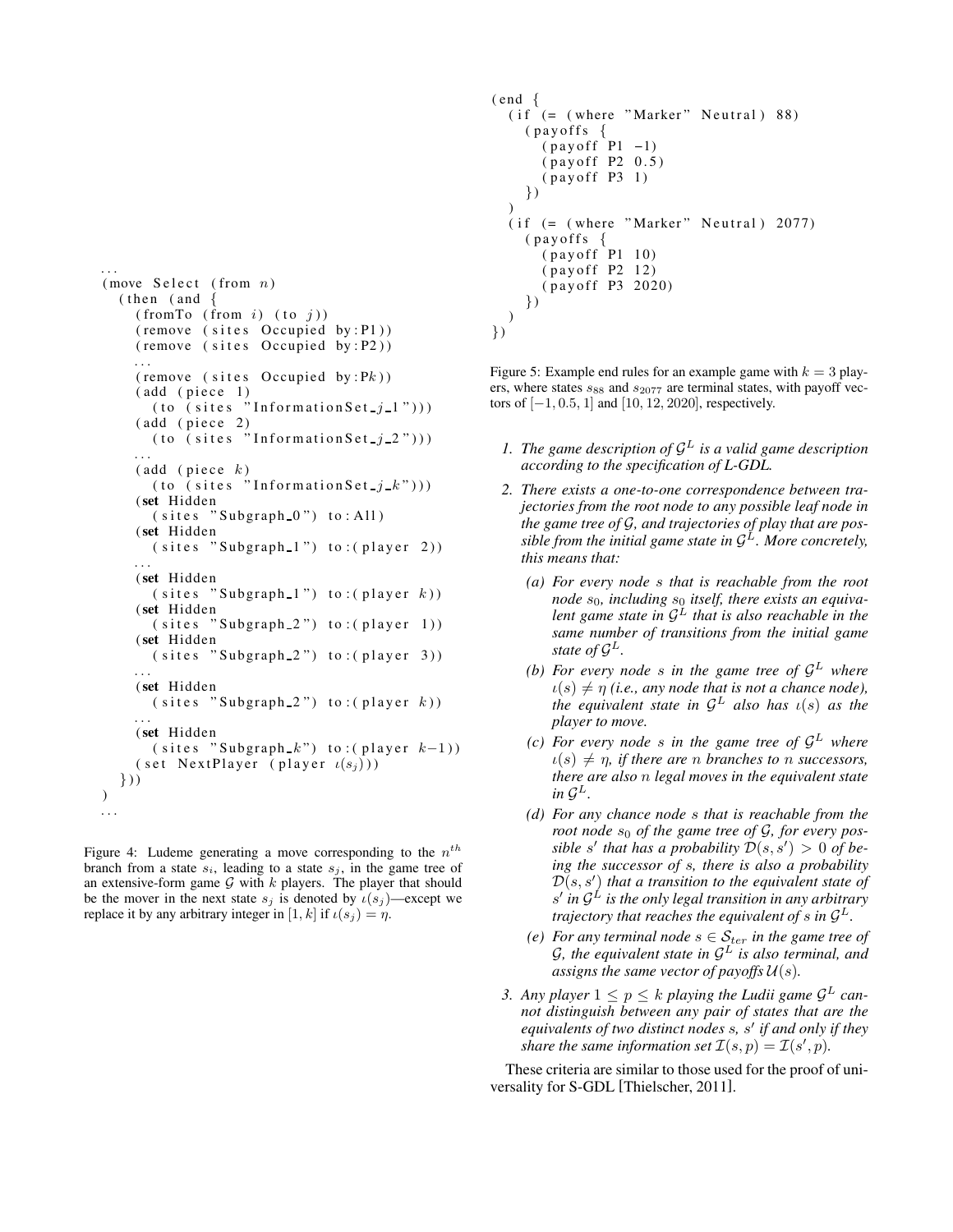```
...
(move Select (from n)
  (then (and {
    (fromTo (from i) (to j))
    (remove (sites Occupied by:P1))
    (remove (sites Occupied by:P2))
    ...
    (remove (sites Occupied by:Pk))
    (add (piece 1)
      (to (sites "InformationSet_j_1")))
    (add (piece 2)
      (to (sites "InformationSet_j_2")))
    ...
    (add (piece k)
      (to (sites "InformationSet_j_k")))
    (set Hidden
      (sites "Subgraph_0") to:All)
    (set Hidden
      (sites "Subgraph_1") to:(player 2))
    ...
    (set Hidden
      (sites "Subgraph_1") to:(player k))
    (set Hidden
      (sites "Subgraph_2") to:(player 1))
    (set Hidden
      (sites "Subgraph_2") to:(player 3))
    ...
    (set Hidden
      (sites "Subgraph_2") to:(player k))
    ...
    (set Hidden
      (sites "Subgraph_k") to:(player k-1))
    (set NextPlayer (player ι(s_j)))
  }))
)
...
```

Figure 4: Ludeme generating a move corresponding to the $n^{th}$ branch from a state $s_i$, leading to a state $s_j$, in the game tree of an extensive-form game $\mathcal{G}$ with $k$ players. The player that should be the mover in the next state $s_j$ is denoted by $\iota(s_j)$—except we replace it by any arbitrary integer in $[1, k]$ if $\iota(s_j) = \eta$.

```
(end {
  (if (= (where "Marker" Neutral) 88)
    (payoffs {
      (payoff P1 -1)
      (payoff P2 0.5)
      (payoff P3 1)
    })
  )
  (if (= (where "Marker" Neutral) 2077)
    (payoffs {
      (payoff P1 10)
      (payoff P2 12)
      (payoff P3 2020)
    })
  )
})
```

Figure 5: Example end rules for an example game with $k = 3$ players, where states $s_{88}$ and $s_{2077}$ are terminal states, with payoff vectors of $[-1, 0.5, 1]$ and $[10, 12, 2020]$, respectively.

1. *The game description of $\mathcal{G}^L$ is a valid game description according to the specification of L-GDL.*
2. *There exists a one-to-one correspondence between trajectories from the root node to any possible leaf node in the game tree of $\mathcal{G}$, and trajectories of play that are possible from the initial game state in $\mathcal{G}^L$. More concretely, this means that:*
   - (a) *For every node $s$ that is reachable from the root node $s_0$, including $s_0$ itself, there exists an equivalent game state in $\mathcal{G}^L$ that is also reachable in the same number of transitions from the initial game state of $\mathcal{G}^L$.*
   - (b) *For every node $s$ in the game tree of $\mathcal{G}^L$ where $\iota(s) \neq \eta$ (i.e., any node that is not a chance node), the equivalent state in $\mathcal{G}^L$ also has $\iota(s)$ as the player to move.*
   - (c) *For every node $s$ in the game tree of $\mathcal{G}$ where $\iota(s) \neq \eta$, if there are $n$ branches to $n$ successors, there are also $n$ legal moves in the equivalent state in $\mathcal{G}^L$.*
   - (d) *For any chance node $s$ that is reachable from the root node $s_0$ of the game tree of $\mathcal{G}$, for every possible $s'$ that has a probability $\mathcal{D}(s, s') > 0$ of being the successor of $s$, there is also a probability $\mathcal{D}(s, s')$ that a transition to the equivalent state of $s'$ in $\mathcal{G}^L$ is the only legal transition in any arbitrary trajectory that reaches the equivalent of $s$ in $\mathcal{G}^L$.*
   - (e) *For any terminal node $s \in \mathcal{S}_{ter}$ in the game tree of $\mathcal{G}$, the equivalent state in $\mathcal{G}^L$ is also terminal, and assigns the same vector of payoffs $\mathcal{U}(s)$.*
3. *Any player $1 \leq p \leq k$ playing the Ludii game $\mathcal{G}^L$ cannot distinguish between any pair of states that are the equivalents of two distinct nodes $s$, $s'$ if and only if they share the same information set $\mathcal{I}(s, p) = \mathcal{I}(s', p)$.*

These criteria are similar to those used for the proof of universality for S-GDL [Thielscher, 2011].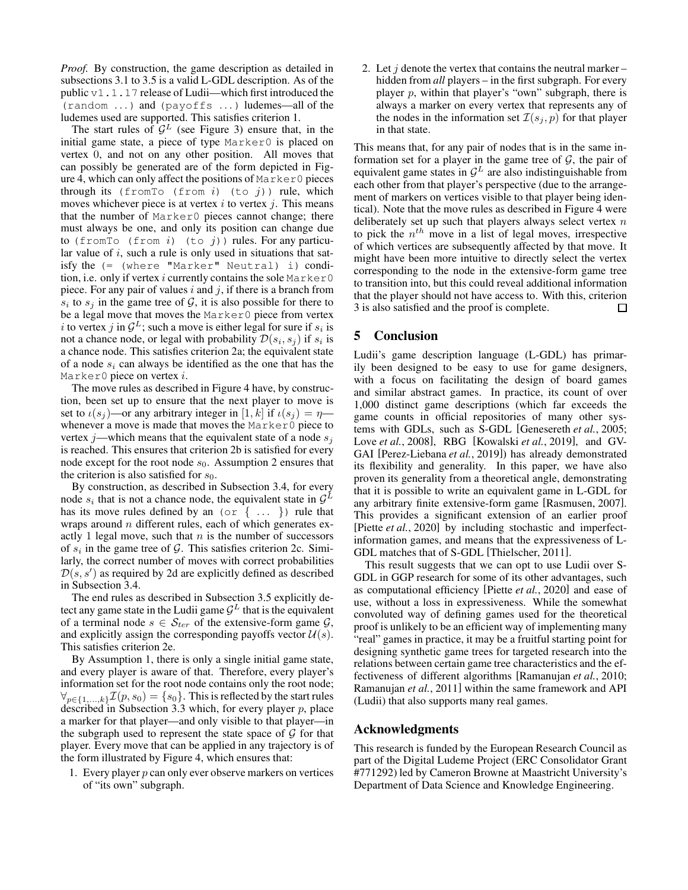*Proof.* By construction, the game description as detailed in subsections 3.1 to 3.5 is a valid L-GDL description. As of the public `v1.1.17` release of Ludii—which first introduced the `(random ...)` and `(payoffs ...)` ludemes—all of the ludemes used are supported. This satisfies criterion 1.

The start rules of $\mathcal{G}^L$ (see Figure 3) ensure that, in the initial game state, a piece of type `Marker0` is placed on vertex 0, and not on any other position. All moves that can possibly be generated are of the form depicted in Figure 4, which can only affect the positions of `Marker0` pieces through its `(fromTo (from` $i$`) (to` $j$`))` rule, which moves whichever piece is at vertex $i$ to vertex $j$. This means that the number of `Marker0` pieces cannot change; there must always be one, and only its position can change due to `(fromTo (from` $i$`) (to` $j$`))` rules. For any particular value of $i$, such a rule is only used in situations that satisfy the `(= (where "Marker" Neutral) i)` condition, i.e. only if vertex $i$ currently contains the sole `Marker0` piece. For any pair of values $i$ and $j$, if there is a branch from $s_i$ to $s_j$ in the game tree of $\mathcal{G}$, it is also possible for there to be a legal move that moves the `Marker0` piece from vertex $i$ to vertex $j$ in $\mathcal{G}^L$; such a move is either legal for sure if $s_i$ is not a chance node, or legal with probability $\mathcal{D}(s_i, s_j)$ if $s_i$ is a chance node. This satisfies criterion 2a; the equivalent state of a node $s_i$ can always be identified as the one that has the `Marker0` piece on vertex $i$.

The move rules as described in Figure 4 have, by construction, been set up to ensure that the next player to move is set to $\iota(s_j)$—or any arbitrary integer in $[1, k]$ if $\iota(s_j) = \eta$—whenever a move is made that moves the `Marker0` piece to vertex $j$—which means that the equivalent state of a node $s_j$ is reached. This ensures that criterion 2b is satisfied for every node except for the root node $s_0$. Assumption 2 ensures that the criterion is also satisfied for $s_0$.

By construction, as described in Subsection 3.4, for every node $s_i$ that is not a chance node, the equivalent state in $\mathcal{G}^L$ has its move rules defined by an `(or { ... })` rule that wraps around $n$ different rules, each of which generates exactly 1 legal move, such that $n$ is the number of successors of $s_i$ in the game tree of $\mathcal{G}$. This satisfies criterion 2c. Similarly, the correct number of moves with correct probabilities $\mathcal{D}(s, s')$ as required by 2d are explicitly defined as described in Subsection 3.4.

The end rules as described in Subsection 3.5 explicitly detect any game state in the Ludii game $\mathcal{G}^L$ that is the equivalent of a terminal node $s \in \mathcal{S}_{ter}$ of the extensive-form game $\mathcal{G}$, and explicitly assign the corresponding payoffs vector $\mathcal{U}(s)$. This satisfies criterion 2e.

By Assumption 1, there is only a single initial game state, and every player is aware of that. Therefore, every player's information set for the root node contains only the root node; $\forall_{p \in \{1,\dots,k\}} \mathcal{I}(p, s_0) = \{s_0\}$. This is reflected by the start rules described in Subsection 3.3 which, for every player $p$, place a marker for that player—and only visible to that player—in the subgraph used to represent the state space of $\mathcal{G}$ for that player. Every move that can be applied in any trajectory is of the form illustrated by Figure 4, which ensures that:

1. Every player $p$ can only ever observe markers on vertices of "its own" subgraph.
2. Let $j$ denote the vertex that contains the neutral marker – hidden from *all* players – in the first subgraph. For every player $p$, within that player's "own" subgraph, there is always a marker on every vertex that represents any of the nodes in the information set $\mathcal{I}(s_j, p)$ for that player in that state.

This means that, for any pair of nodes that is in the same information set for a player in the game tree of $\mathcal{G}$, the pair of equivalent game states in $\mathcal{G}^L$ are also indistinguishable from each other from that player's perspective (due to the arrangement of markers on vertices visible to that player being identical). Note that the move rules as described in Figure 4 were deliberately set up such that players always select vertex $n$ to pick the $n^{th}$ move in a list of legal moves, irrespective of which vertices are subsequently affected by that move. It might have been more intuitive to directly select the vertex corresponding to the node in the extensive-form game tree to transition into, but this could reveal additional information that the player should not have access to. With this, criterion 3 is also satisfied and the proof is complete. □

## 5 Conclusion

Ludii's game description language (L-GDL) has primarily been designed to be easy to use for game designers, with a focus on facilitating the design of board games and similar abstract games. In practice, its count of over 1,000 distinct game descriptions (which far exceeds the game counts in official repositories of many other systems with GDLs, such as S-GDL [Genesereth *et al.*, 2005; Love *et al.*, 2008], RBG [Kowalski *et al.*, 2019], and GVGAI [Perez-Liebana *et al.*, 2019]) has already demonstrated its flexibility and generality. In this paper, we have also proven its generality from a theoretical angle, demonstrating that it is possible to write an equivalent game in L-GDL for any arbitrary finite extensive-form game [Rasmusen, 2007]. This provides a significant extension of an earlier proof [Piette *et al.*, 2020] by including stochastic and imperfect-information games, and means that the expressiveness of L-GDL matches that of S-GDL [Thielscher, 2011].

This result suggests that we can opt to use Ludii over S-GDL in GGP research for some of its other advantages, such as computational efficiency [Piette *et al.*, 2020] and ease of use, without a loss in expressiveness. While the somewhat convoluted way of defining games used for the theoretical proof is unlikely to be an efficient way of implementing many "real" games in practice, it may be a fruitful starting point for designing synthetic game trees for targeted research into the relations between certain game tree characteristics and the effectiveness of different algorithms [Ramanujan *et al.*, 2010; Ramanujan *et al.*, 2011] within the same framework and API (Ludii) that also supports many real games.

## Acknowledgments

This research is funded by the European Research Council as part of the Digital Ludeme Project (ERC Consolidator Grant #771292) led by Cameron Browne at Maastricht University's Department of Data Science and Knowledge Engineering.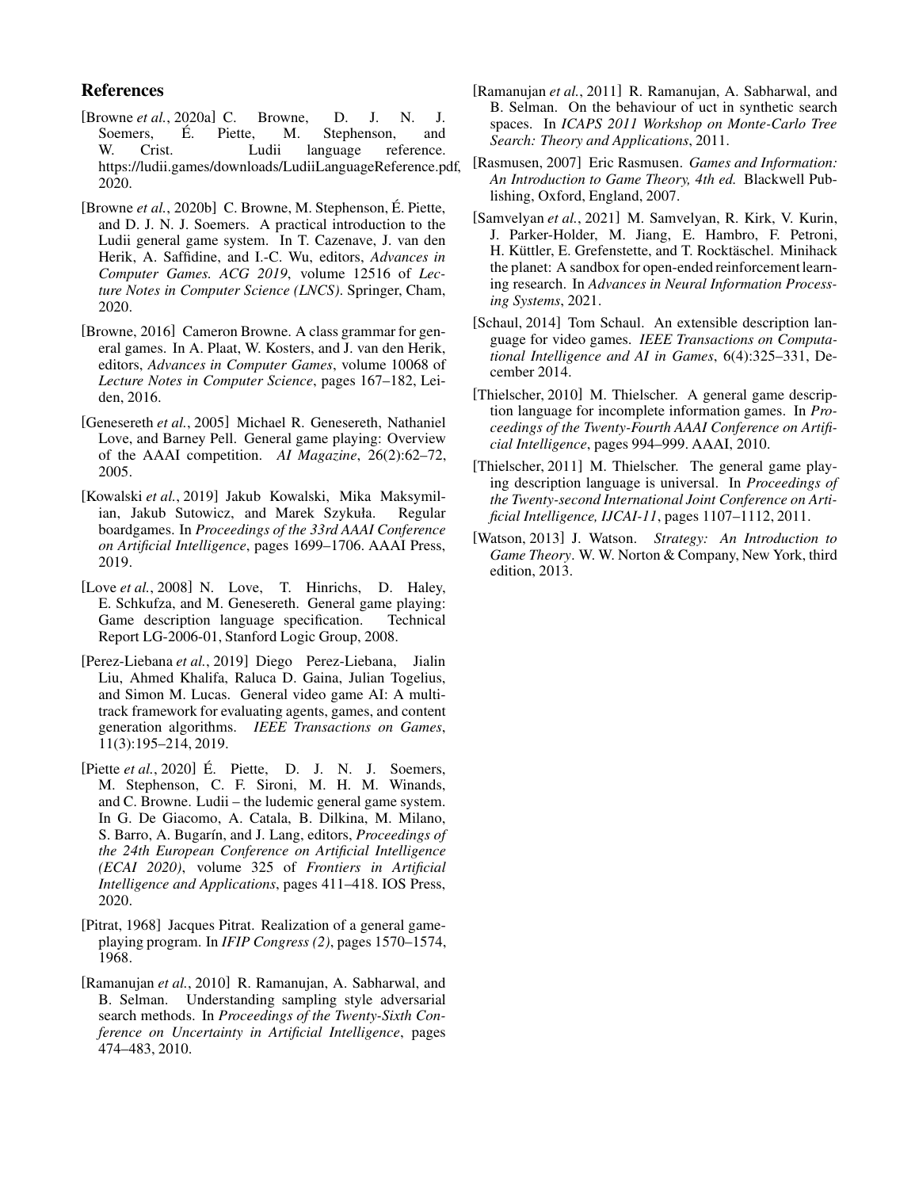## References

[Browne *et al.*, 2020a] C. Browne, D. J. N. J. Soemers, É. Piette, M. Stephenson, and W. Crist. Ludii language reference. https://ludii.games/downloads/LudiiLanguageReference.pdf, 2020.

[Browne *et al.*, 2020b] C. Browne, M. Stephenson, É. Piette, and D. J. N. J. Soemers. A practical introduction to the Ludii general game system. In T. Cazenave, J. van den Herik, A. Saffidine, and I.-C. Wu, editors, *Advances in Computer Games. ACG 2019*, volume 12516 of *Lecture Notes in Computer Science (LNCS)*. Springer, Cham, 2020.

[Browne, 2016] Cameron Browne. A class grammar for general games. In A. Plaat, W. Kosters, and J. van den Herik, editors, *Advances in Computer Games*, volume 10068 of *Lecture Notes in Computer Science*, pages 167–182, Leiden, 2016.

[Genesereth *et al.*, 2005] Michael R. Genesereth, Nathaniel Love, and Barney Pell. General game playing: Overview of the AAAI competition. *AI Magazine*, 26(2):62–72, 2005.

[Kowalski *et al.*, 2019] Jakub Kowalski, Mika Maksymilian, Jakub Sutowicz, and Marek Szykuła. Regular boardgames. In *Proceedings of the 33rd AAAI Conference on Artificial Intelligence*, pages 1699–1706. AAAI Press, 2019.

[Love *et al.*, 2008] N. Love, T. Hinrichs, D. Haley, E. Schkufza, and M. Genesereth. General game playing: Game description language specification. Technical Report LG-2006-01, Stanford Logic Group, 2008.

[Perez-Liebana *et al.*, 2019] Diego Perez-Liebana, Jialin Liu, Ahmed Khalifa, Raluca D. Gaina, Julian Togelius, and Simon M. Lucas. General video game AI: A multi-track framework for evaluating agents, games, and content generation algorithms. *IEEE Transactions on Games*, 11(3):195–214, 2019.

[Piette *et al.*, 2020] É. Piette, D. J. N. J. Soemers, M. Stephenson, C. F. Sironi, M. H. M. Winands, and C. Browne. Ludii – the ludemic general game system. In G. De Giacomo, A. Catala, B. Dilkina, M. Milano, S. Barro, A. Bugarín, and J. Lang, editors, *Proceedings of the 24th European Conference on Artificial Intelligence (ECAI 2020)*, volume 325 of *Frontiers in Artificial Intelligence and Applications*, pages 411–418. IOS Press, 2020.

[Pitrat, 1968] Jacques Pitrat. Realization of a general game-playing program. In *IFIP Congress (2)*, pages 1570–1574, 1968.

[Ramanujan *et al.*, 2010] R. Ramanujan, A. Sabharwal, and B. Selman. Understanding sampling style adversarial search methods. In *Proceedings of the Twenty-Sixth Conference on Uncertainty in Artificial Intelligence*, pages 474–483, 2010.

[Ramanujan *et al.*, 2011] R. Ramanujan, A. Sabharwal, and B. Selman. On the behaviour of uct in synthetic search spaces. In *ICAPS 2011 Workshop on Monte-Carlo Tree Search: Theory and Applications*, 2011.

[Rasmusen, 2007] Eric Rasmusen. *Games and Information: An Introduction to Game Theory, 4th ed.* Blackwell Publishing, Oxford, England, 2007.

[Samvelyan *et al.*, 2021] M. Samvelyan, R. Kirk, V. Kurin, J. Parker-Holder, M. Jiang, E. Hambro, F. Petroni, H. Küttler, E. Grefenstette, and T. Rocktäschel. Minihack the planet: A sandbox for open-ended reinforcement learning research. In *Advances in Neural Information Processing Systems*, 2021.

[Schaul, 2014] Tom Schaul. An extensible description language for video games. *IEEE Transactions on Computational Intelligence and AI in Games*, 6(4):325–331, December 2014.

[Thielscher, 2010] M. Thielscher. A general game description language for incomplete information games. In *Proceedings of the Twenty-Fourth AAAI Conference on Artificial Intelligence*, pages 994–999. AAAI, 2010.

[Thielscher, 2011] M. Thielscher. The general game playing description language is universal. In *Proceedings of the Twenty-second International Joint Conference on Artificial Intelligence, IJCAI-11*, pages 1107–1112, 2011.

[Watson, 2013] J. Watson. *Strategy: An Introduction to Game Theory*. W. W. Norton & Company, New York, third edition, 2013.